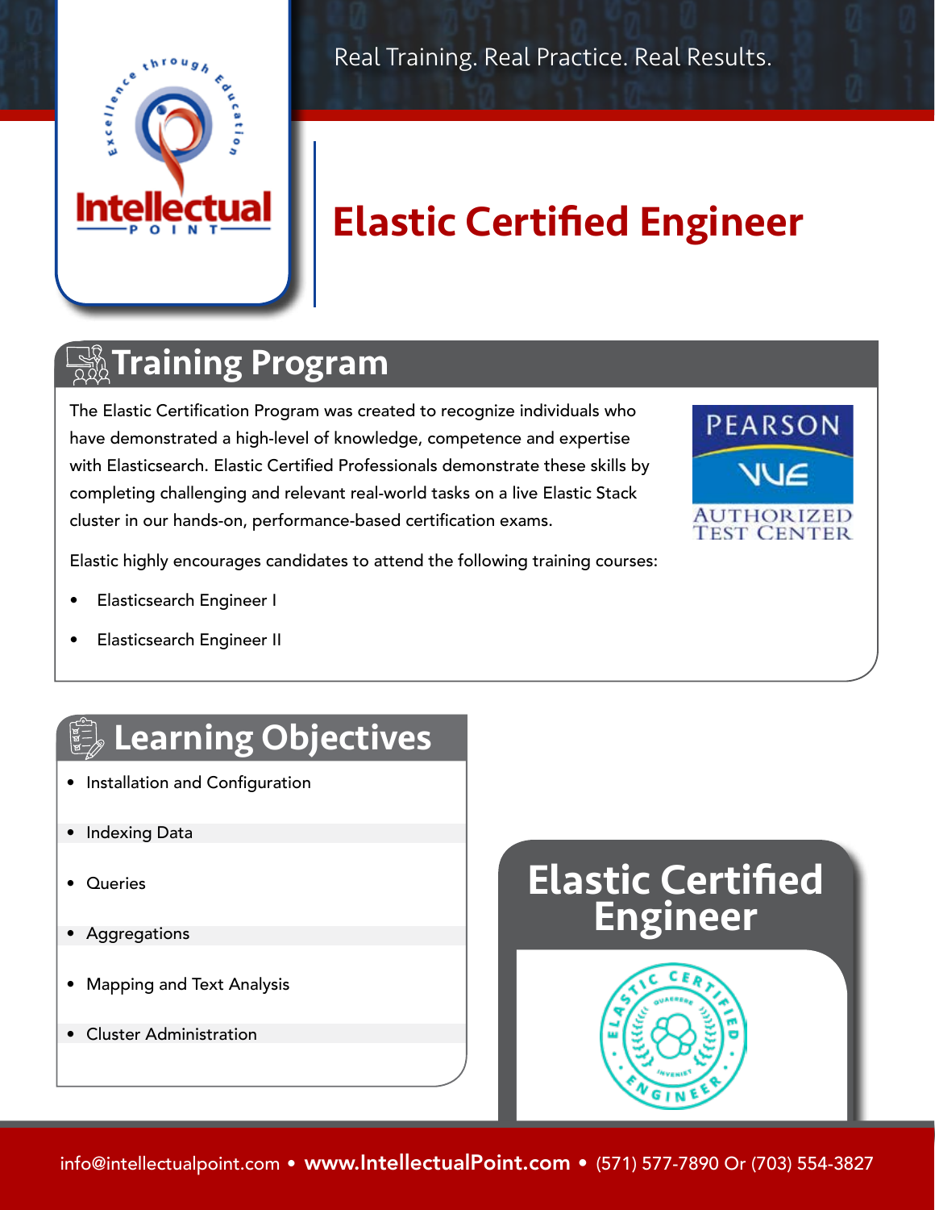Real Training. Real Practice. Real Results.

# Elastic Certified Engineer

## Training Program

The Elastic Certification Program was created to recognize individuals who have demonstrated a high-level of knowledge, competence and expertise with Elasticsearch. Elastic Certified Professionals demonstrate these skills by completing challenging and relevant real-world tasks on a live Elastic Stack cluster in our hands-on, performance-based certification exams.

Elastic highly encourages candidates to attend the following training courses:

- Elasticsearch Engineer I
- Elasticsearch Engineer II

## Learning Objectives

- Installation and Configuration
- Indexing Data
- Queries
- Aggregations
- Mapping and Text Analysis
- Cluster Administration

## Elastic Certified Engineer

info@intellectualpoint.com • **www.IntellectualPoint.com** • (571) 577-7890 Or (703) 554-3827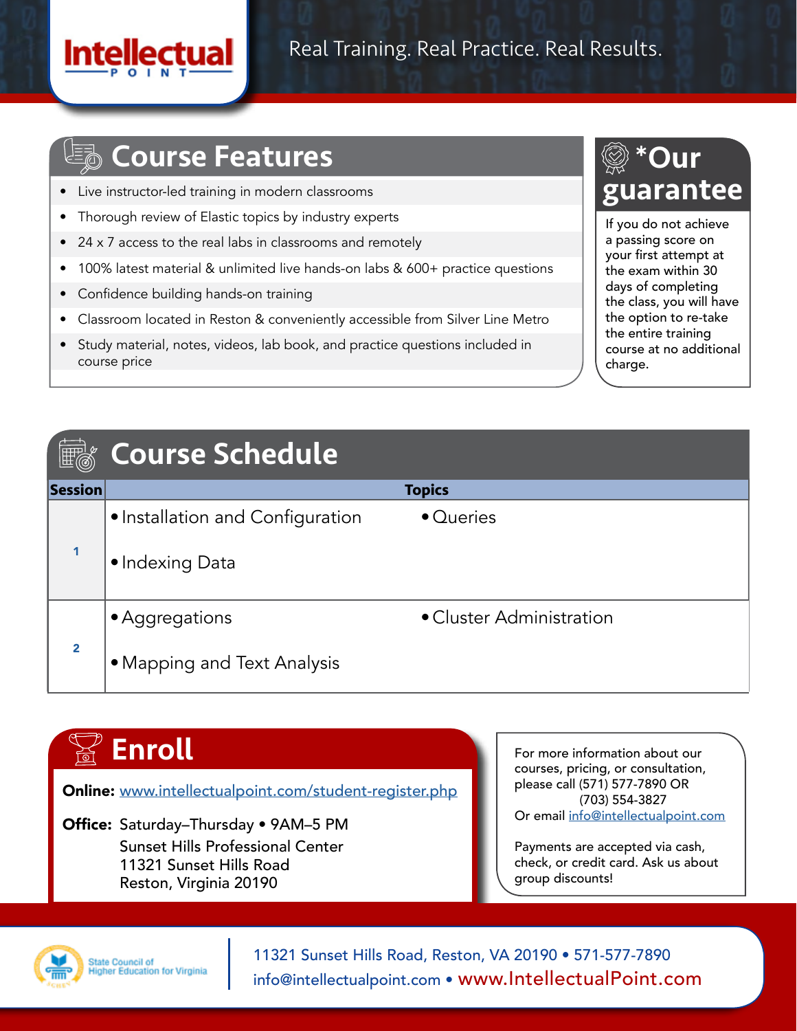Intellectual POINT

Real Training. Real Practice. Real Results.

## Course Features

- Live instructor-led training in modern classrooms
- Thorough review of Elastic topics by industry experts
- 24 x 7 access to the real labs in classrooms and remotely
- 100% latest material & unlimited live hands-on labs & 600+ practice questions
- Confidence building hands-on training
- Classroom located in Reston & conveniently accessible from Silver Line Metro
- Study material, notes, videos, lab book, and practice questions included in course price

## *Our guarantee

If you do not achieve a passing score on your first attempt at the exam within 30 days of completing the class, you will have the option to re-take the entire training course at no additional charge.

## Course Schedule

| Session | Topics | |
|---|---|---|
| 1 | • Installation and Configuration<br>• Indexing Data | • Queries |
| 2 | • Aggregations<br>• Mapping and Text Analysis | • Cluster Administration |

## Enroll

**Online:** [www.intellectualpoint.com/student-register.php](www.intellectualpoint.com/student-register.php)

**Office:** Saturday–Thursday • 9AM–5 PM
Sunset Hills Professional Center
11321 Sunset Hills Road
Reston, Virginia 20190

For more information about our courses, pricing, or consultation, please call (571) 577-7890 OR (703) 554-3827
Or email [info@intellectualpoint.com](mailto:info@intellectualpoint.com)

Payments are accepted via cash, check, or credit card. Ask us about group discounts!

State Council of Higher Education for Virginia

11321 Sunset Hills Road, Reston, VA 20190 • 571-577-7890
info@intellectualpoint.com • www.IntellectualPoint.com